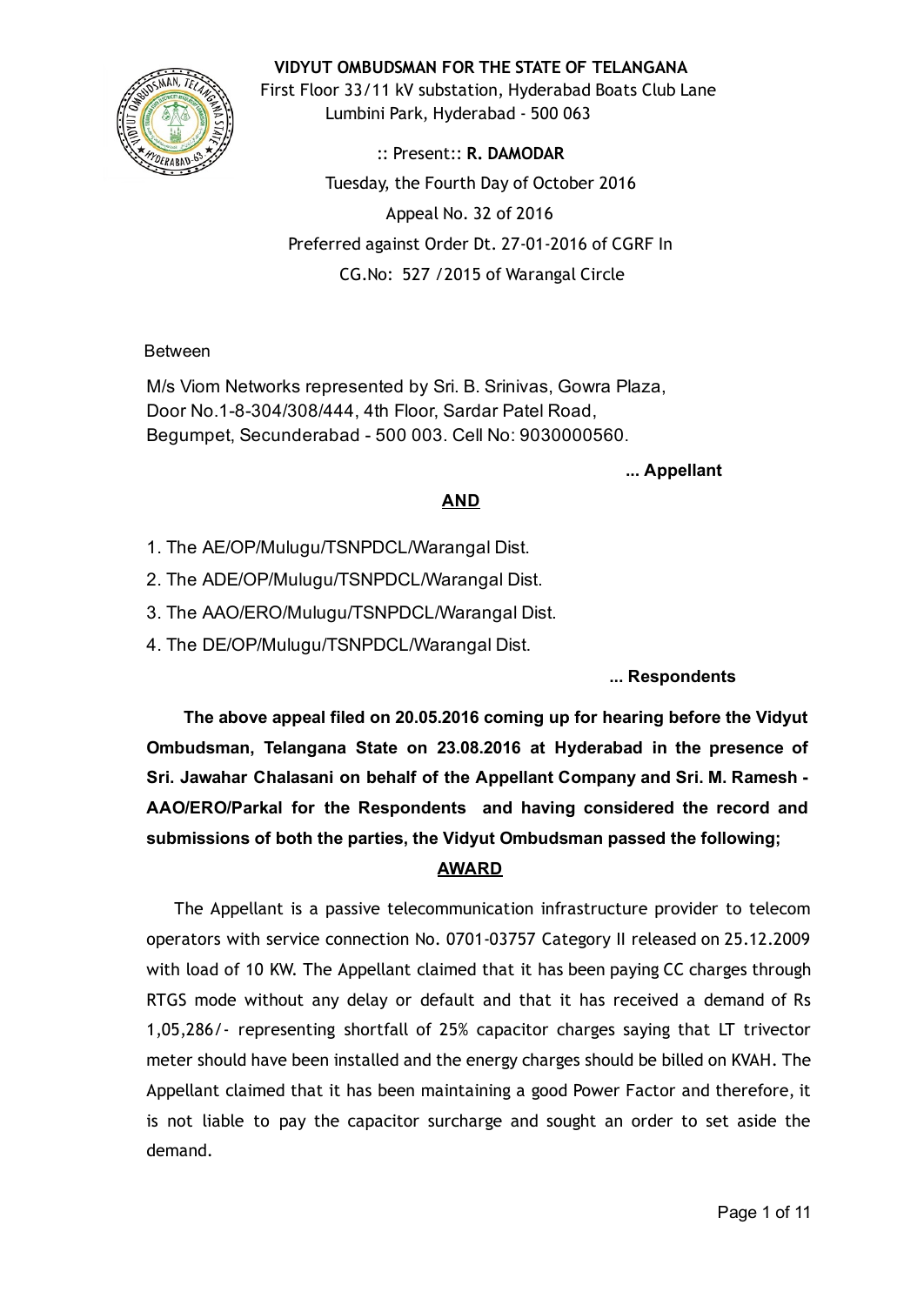**VIDYUT OMBUDSMAN FOR THE STATE OF TELANGANA**

First Floor 33/11 kV substation, Hyderabad Boats Club Lane
Lumbini Park, Hyderabad - 500 063

:: Present:: **R. DAMODAR**

Tuesday, the Fourth Day of October 2016

Appeal No. 32 of 2016

Preferred against Order Dt. 27-01-2016 of CGRF In
CG.No: 527 /2015 of Warangal Circle

Between

M/s Viom Networks represented by Sri. B. Srinivas, Gowra Plaza,
Door No.1-8-304/308/444, 4th Floor, Sardar Patel Road,
Begumpet, Secunderabad - 500 003. Cell No: 9030000560.

**... Appellant**

**AND**

1. The AE/OP/Mulugu/TSNPDCL/Warangal Dist.
2. The ADE/OP/Mulugu/TSNPDCL/Warangal Dist.
3. The AAO/ERO/Mulugu/TSNPDCL/Warangal Dist.
4. The DE/OP/Mulugu/TSNPDCL/Warangal Dist.

**... Respondents**

**The above appeal filed on 20.05.2016 coming up for hearing before the Vidyut Ombudsman, Telangana State on 23.08.2016 at Hyderabad in the presence of Sri. Jawahar Chalasani on behalf of the Appellant Company and Sri. M. Ramesh - AAO/ERO/Parkal for the Respondents and having considered the record and submissions of both the parties, the Vidyut Ombudsman passed the following;**

**AWARD**

The Appellant is a passive telecommunication infrastructure provider to telecom operators with service connection No. 0701-03757 Category II released on 25.12.2009 with load of 10 KW. The Appellant claimed that it has been paying CC charges through RTGS mode without any delay or default and that it has received a demand of Rs 1,05,286/- representing shortfall of 25% capacitor charges saying that LT trivector meter should have been installed and the energy charges should be billed on KVAH. The Appellant claimed that it has been maintaining a good Power Factor and therefore, it is not liable to pay the capacitor surcharge and sought an order to set aside the demand.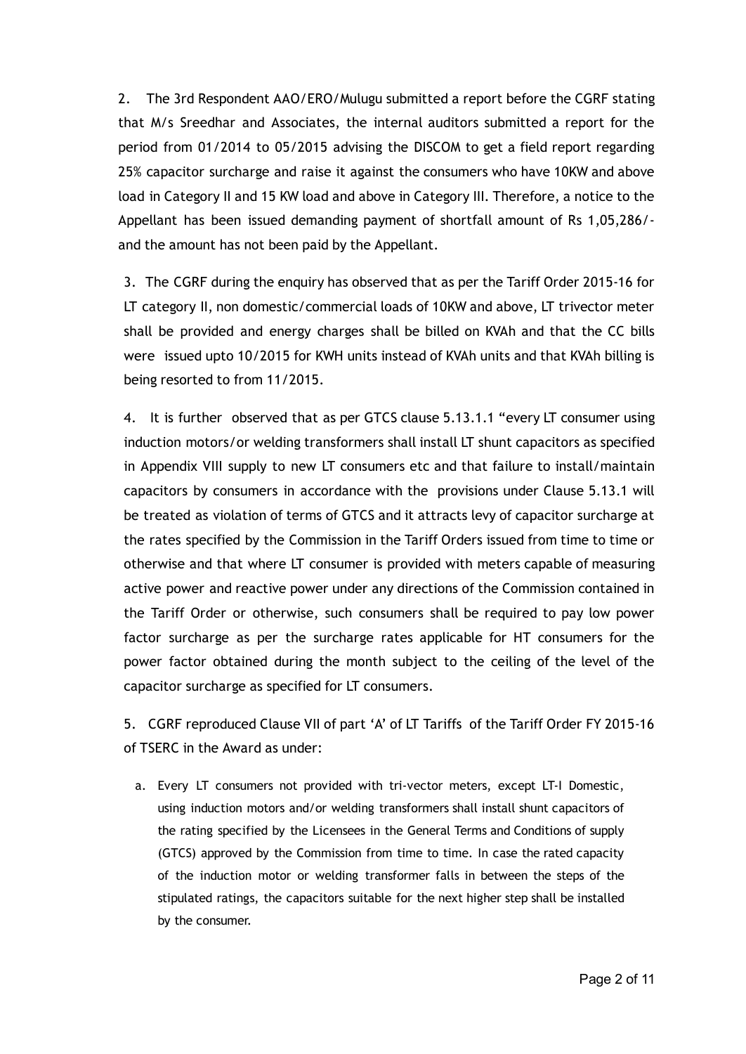2. The 3rd Respondent AAO/ERO/Mulugu submitted a report before the CGRF stating that M/s Sreedhar and Associates, the internal auditors submitted a report for the period from 01/2014 to 05/2015 advising the DISCOM to get a field report regarding 25% capacitor surcharge and raise it against the consumers who have 10KW and above load in Category II and 15 KW load and above in Category III. Therefore, a notice to the Appellant has been issued demanding payment of shortfall amount of Rs 1,05,286/- and the amount has not been paid by the Appellant.

3. The CGRF during the enquiry has observed that as per the Tariff Order 2015-16 for LT category II, non domestic/commercial loads of 10KW and above, LT trivector meter shall be provided and energy charges shall be billed on KVAh and that the CC bills were issued upto 10/2015 for KWH units instead of KVAh units and that KVAh billing is being resorted to from 11/2015.

4. It is further observed that as per GTCS clause 5.13.1.1 "every LT consumer using induction motors/or welding transformers shall install LT shunt capacitors as specified in Appendix VIII supply to new LT consumers etc and that failure to install/maintain capacitors by consumers in accordance with the provisions under Clause 5.13.1 will be treated as violation of terms of GTCS and it attracts levy of capacitor surcharge at the rates specified by the Commission in the Tariff Orders issued from time to time or otherwise and that where LT consumer is provided with meters capable of measuring active power and reactive power under any directions of the Commission contained in the Tariff Order or otherwise, such consumers shall be required to pay low power factor surcharge as per the surcharge rates applicable for HT consumers for the power factor obtained during the month subject to the ceiling of the level of the capacitor surcharge as specified for LT consumers.

5. CGRF reproduced Clause VII of part 'A' of LT Tariffs of the Tariff Order FY 2015-16 of TSERC in the Award as under:

a. Every LT consumers not provided with tri-vector meters, except LT-I Domestic, using induction motors and/or welding transformers shall install shunt capacitors of the rating specified by the Licensees in the General Terms and Conditions of supply (GTCS) approved by the Commission from time to time. In case the rated capacity of the induction motor or welding transformer falls in between the steps of the stipulated ratings, the capacitors suitable for the next higher step shall be installed by the consumer.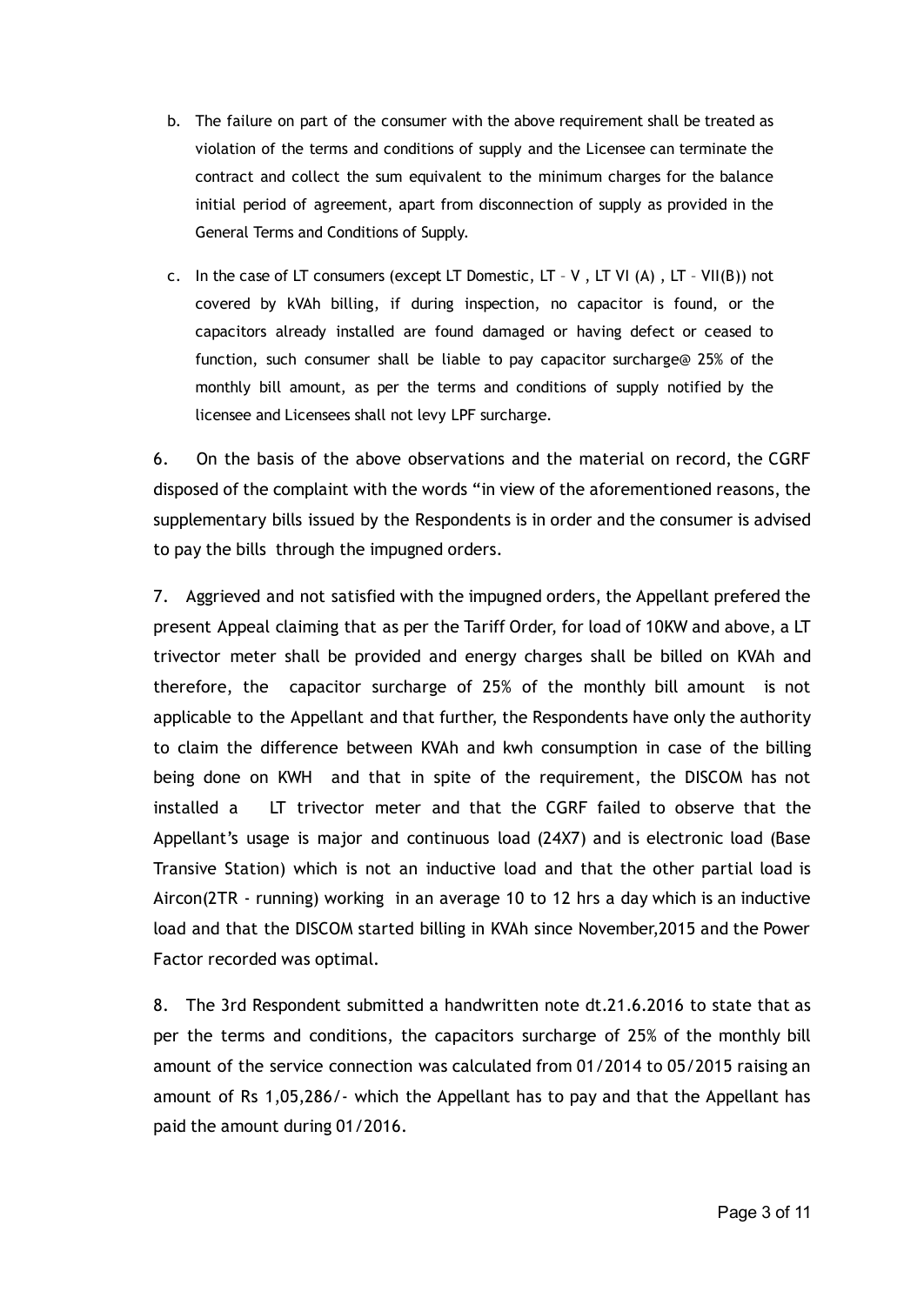b. The failure on part of the consumer with the above requirement shall be treated as violation of the terms and conditions of supply and the Licensee can terminate the contract and collect the sum equivalent to the minimum charges for the balance initial period of agreement, apart from disconnection of supply as provided in the General Terms and Conditions of Supply.

c. In the case of LT consumers (except LT Domestic, LT – V , LT VI (A) , LT – VII(B)) not covered by kVAh billing, if during inspection, no capacitor is found, or the capacitors already installed are found damaged or having defect or ceased to function, such consumer shall be liable to pay capacitor surcharge@ 25% of the monthly bill amount, as per the terms and conditions of supply notified by the licensee and Licensees shall not levy LPF surcharge.

6. On the basis of the above observations and the material on record, the CGRF disposed of the complaint with the words "in view of the aforementioned reasons, the supplementary bills issued by the Respondents is in order and the consumer is advised to pay the bills through the impugned orders.

7. Aggrieved and not satisfied with the impugned orders, the Appellant prefered the present Appeal claiming that as per the Tariff Order, for load of 10KW and above, a LT trivector meter shall be provided and energy charges shall be billed on KVAh and therefore, the capacitor surcharge of 25% of the monthly bill amount is not applicable to the Appellant and that further, the Respondents have only the authority to claim the difference between KVAh and kwh consumption in case of the billing being done on KWH and that in spite of the requirement, the DISCOM has not installed a LT trivector meter and that the CGRF failed to observe that the Appellant's usage is major and continuous load (24X7) and is electronic load (Base Transive Station) which is not an inductive load and that the other partial load is Aircon(2TR - running) working in an average 10 to 12 hrs a day which is an inductive load and that the DISCOM started billing in KVAh since November,2015 and the Power Factor recorded was optimal.

8. The 3rd Respondent submitted a handwritten note dt.21.6.2016 to state that as per the terms and conditions, the capacitors surcharge of 25% of the monthly bill amount of the service connection was calculated from 01/2014 to 05/2015 raising an amount of Rs 1,05,286/- which the Appellant has to pay and that the Appellant has paid the amount during 01/2016.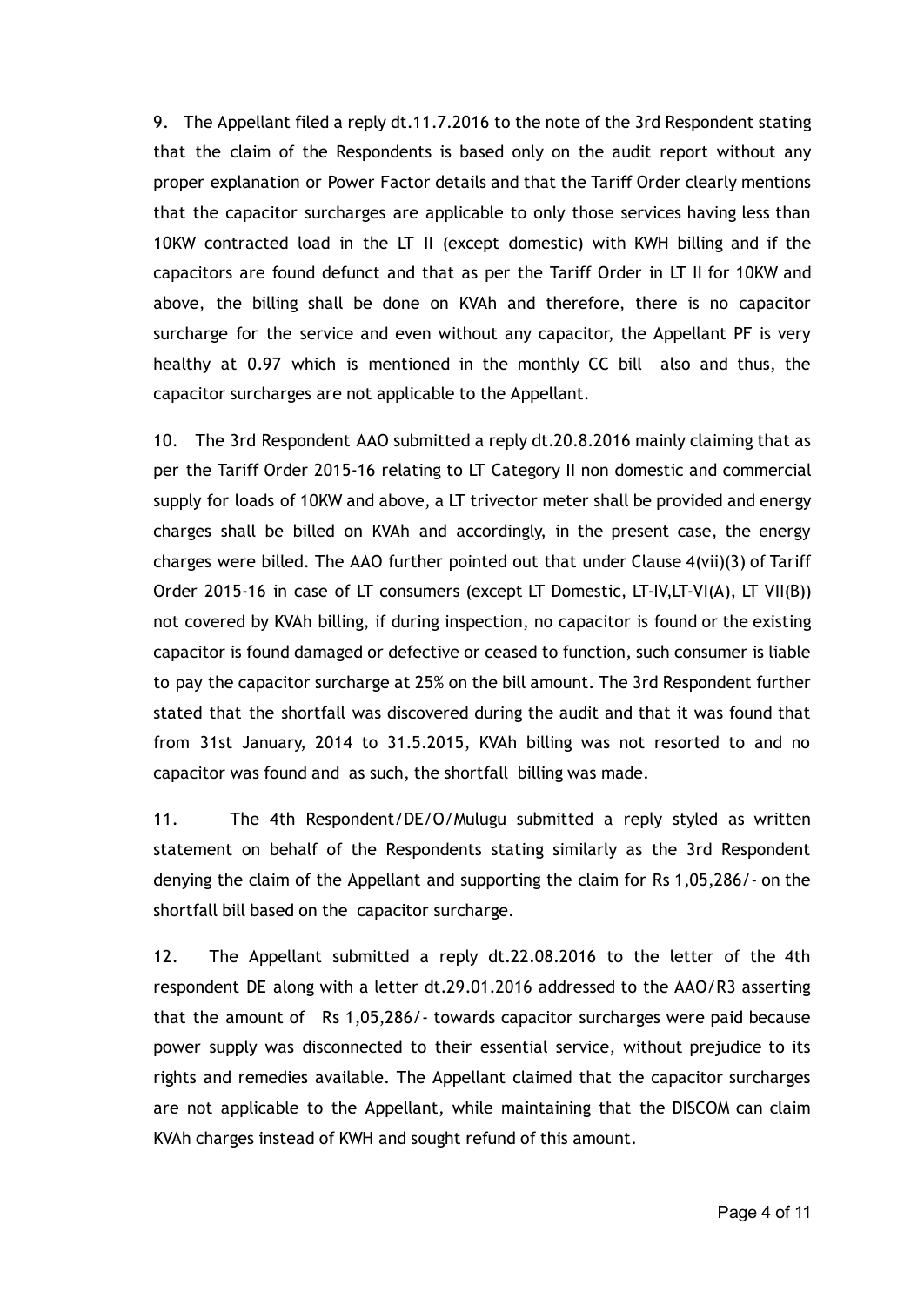9. The Appellant filed a reply dt.11.7.2016 to the note of the 3rd Respondent stating that the claim of the Respondents is based only on the audit report without any proper explanation or Power Factor details and that the Tariff Order clearly mentions that the capacitor surcharges are applicable to only those services having less than 10KW contracted load in the LT II (except domestic) with KWH billing and if the capacitors are found defunct and that as per the Tariff Order in LT II for 10KW and above, the billing shall be done on KVAh and therefore, there is no capacitor surcharge for the service and even without any capacitor, the Appellant PF is very healthy at 0.97 which is mentioned in the monthly CC bill also and thus, the capacitor surcharges are not applicable to the Appellant.

10. The 3rd Respondent AAO submitted a reply dt.20.8.2016 mainly claiming that as per the Tariff Order 2015-16 relating to LT Category II non domestic and commercial supply for loads of 10KW and above, a LT trivector meter shall be provided and energy charges shall be billed on KVAh and accordingly, in the present case, the energy charges were billed. The AAO further pointed out that under Clause 4(vii)(3) of Tariff Order 2015-16 in case of LT consumers (except LT Domestic, LT-IV,LT-VI(A), LT VII(B)) not covered by KVAh billing, if during inspection, no capacitor is found or the existing capacitor is found damaged or defective or ceased to function, such consumer is liable to pay the capacitor surcharge at 25% on the bill amount. The 3rd Respondent further stated that the shortfall was discovered during the audit and that it was found that from 31st January, 2014 to 31.5.2015, KVAh billing was not resorted to and no capacitor was found and as such, the shortfall billing was made.

11. The 4th Respondent/DE/O/Mulugu submitted a reply styled as written statement on behalf of the Respondents stating similarly as the 3rd Respondent denying the claim of the Appellant and supporting the claim for Rs 1,05,286/- on the shortfall bill based on the capacitor surcharge.

12. The Appellant submitted a reply dt.22.08.2016 to the letter of the 4th respondent DE along with a letter dt.29.01.2016 addressed to the AAO/R3 asserting that the amount of Rs 1,05,286/- towards capacitor surcharges were paid because power supply was disconnected to their essential service, without prejudice to its rights and remedies available. The Appellant claimed that the capacitor surcharges are not applicable to the Appellant, while maintaining that the DISCOM can claim KVAh charges instead of KWH and sought refund of this amount.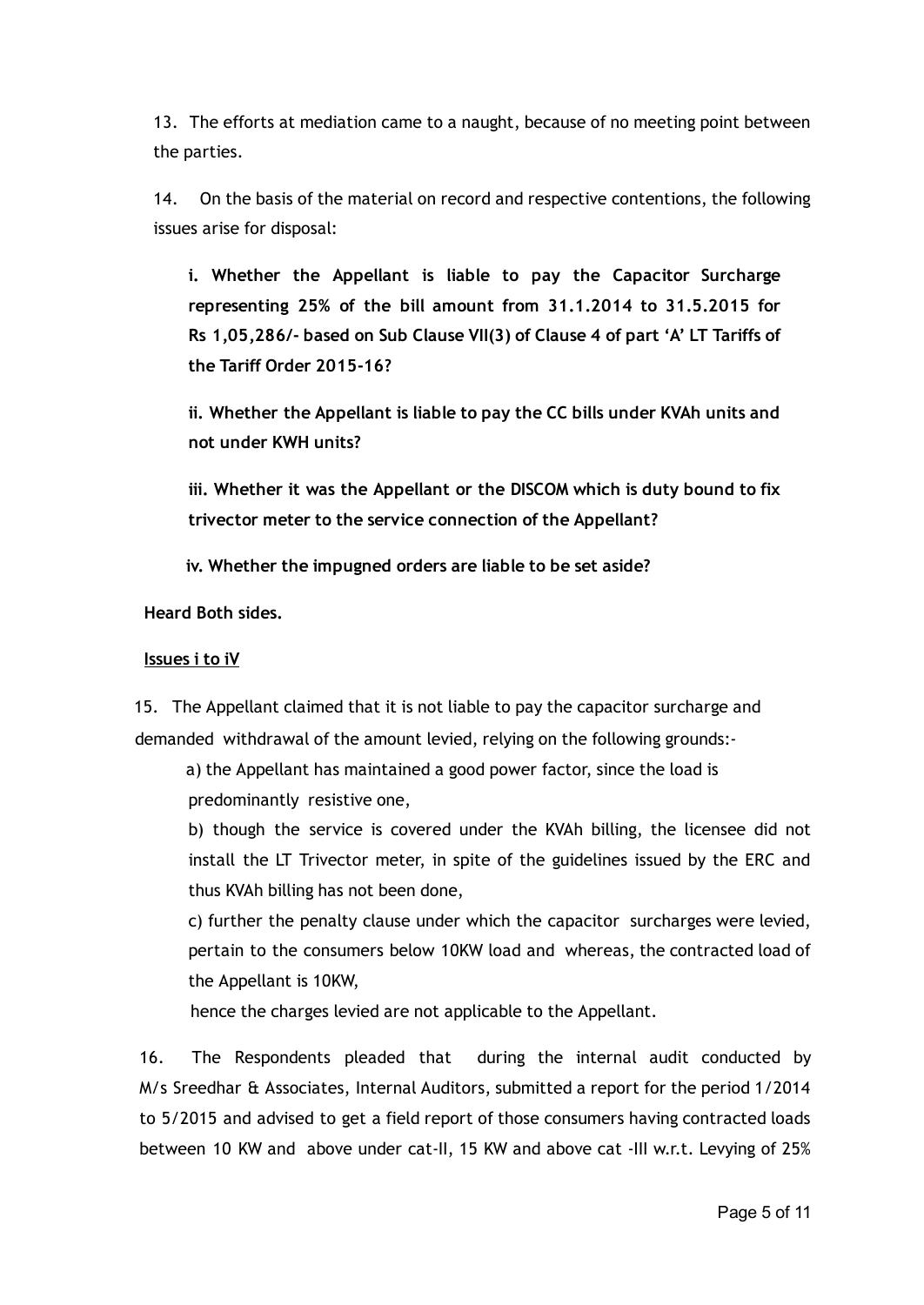13. The efforts at mediation came to a naught, because of no meeting point between the parties.

14. On the basis of the material on record and respective contentions, the following issues arise for disposal:

**i. Whether the Appellant is liable to pay the Capacitor Surcharge representing 25% of the bill amount from 31.1.2014 to 31.5.2015 for Rs 1,05,286/- based on Sub Clause VII(3) of Clause 4 of part 'A' LT Tariffs of the Tariff Order 2015-16?**

**ii. Whether the Appellant is liable to pay the CC bills under KVAh units and not under KWH units?**

**iii. Whether it was the Appellant or the DISCOM which is duty bound to fix trivector meter to the service connection of the Appellant?**

**iv. Whether the impugned orders are liable to be set aside?**

**Heard Both sides.**

**Issues i to iV**

15. The Appellant claimed that it is not liable to pay the capacitor surcharge and demanded withdrawal of the amount levied, relying on the following grounds:-

a) the Appellant has maintained a good power factor, since the load is predominantly resistive one,

b) though the service is covered under the KVAh billing, the licensee did not install the LT Trivector meter, in spite of the guidelines issued by the ERC and thus KVAh billing has not been done,

c) further the penalty clause under which the capacitor surcharges were levied, pertain to the consumers below 10KW load and whereas, the contracted load of the Appellant is 10KW,

hence the charges levied are not applicable to the Appellant.

16. The Respondents pleaded that during the internal audit conducted by M/s Sreedhar & Associates, Internal Auditors, submitted a report for the period 1/2014 to 5/2015 and advised to get a field report of those consumers having contracted loads between 10 KW and above under cat-II, 15 KW and above cat -III w.r.t. Levying of 25%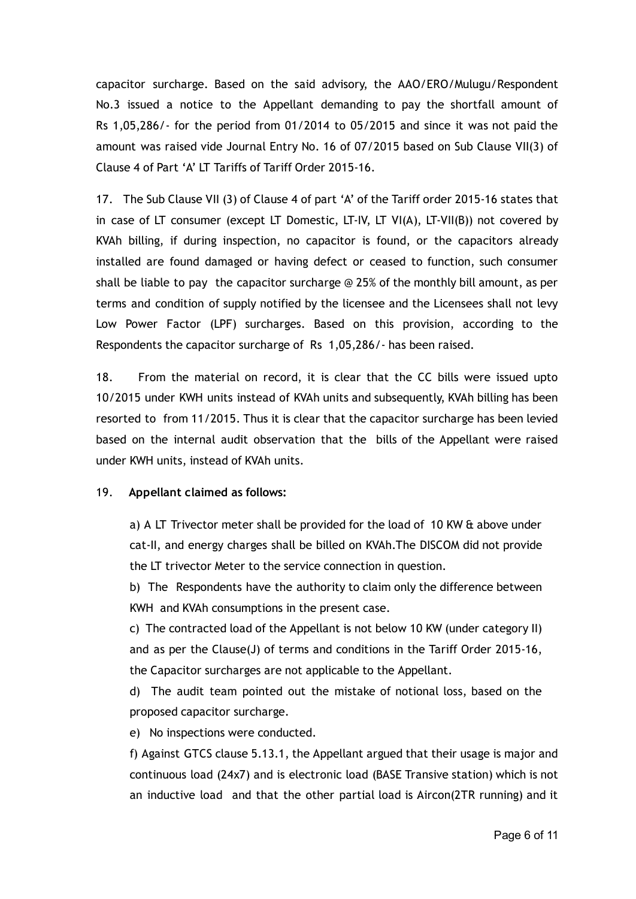capacitor surcharge. Based on the said advisory, the AAO/ERO/Mulugu/Respondent No.3 issued a notice to the Appellant demanding to pay the shortfall amount of Rs 1,05,286/- for the period from 01/2014 to 05/2015 and since it was not paid the amount was raised vide Journal Entry No. 16 of 07/2015 based on Sub Clause VII(3) of Clause 4 of Part 'A' LT Tariffs of Tariff Order 2015-16.

17. The Sub Clause VII (3) of Clause 4 of part 'A' of the Tariff order 2015-16 states that in case of LT consumer (except LT Domestic, LT-IV, LT VI(A), LT-VII(B)) not covered by KVAh billing, if during inspection, no capacitor is found, or the capacitors already installed are found damaged or having defect or ceased to function, such consumer shall be liable to pay the capacitor surcharge @ 25% of the monthly bill amount, as per terms and condition of supply notified by the licensee and the Licensees shall not levy Low Power Factor (LPF) surcharges. Based on this provision, according to the Respondents the capacitor surcharge of Rs 1,05,286/- has been raised.

18. From the material on record, it is clear that the CC bills were issued upto 10/2015 under KWH units instead of KVAh units and subsequently, KVAh billing has been resorted to from 11/2015. Thus it is clear that the capacitor surcharge has been levied based on the internal audit observation that the bills of the Appellant were raised under KWH units, instead of KVAh units.

19. **Appellant claimed as follows:**

a) A LT Trivector meter shall be provided for the load of 10 KW & above under cat-II, and energy charges shall be billed on KVAh.The DISCOM did not provide the LT trivector Meter to the service connection in question.

b) The Respondents have the authority to claim only the difference between KWH and KVAh consumptions in the present case.

c) The contracted load of the Appellant is not below 10 KW (under category II) and as per the Clause(J) of terms and conditions in the Tariff Order 2015-16, the Capacitor surcharges are not applicable to the Appellant.

d) The audit team pointed out the mistake of notional loss, based on the proposed capacitor surcharge.

e) No inspections were conducted.

f) Against GTCS clause 5.13.1, the Appellant argued that their usage is major and continuous load (24x7) and is electronic load (BASE Transive station) which is not an inductive load and that the other partial load is Aircon(2TR running) and it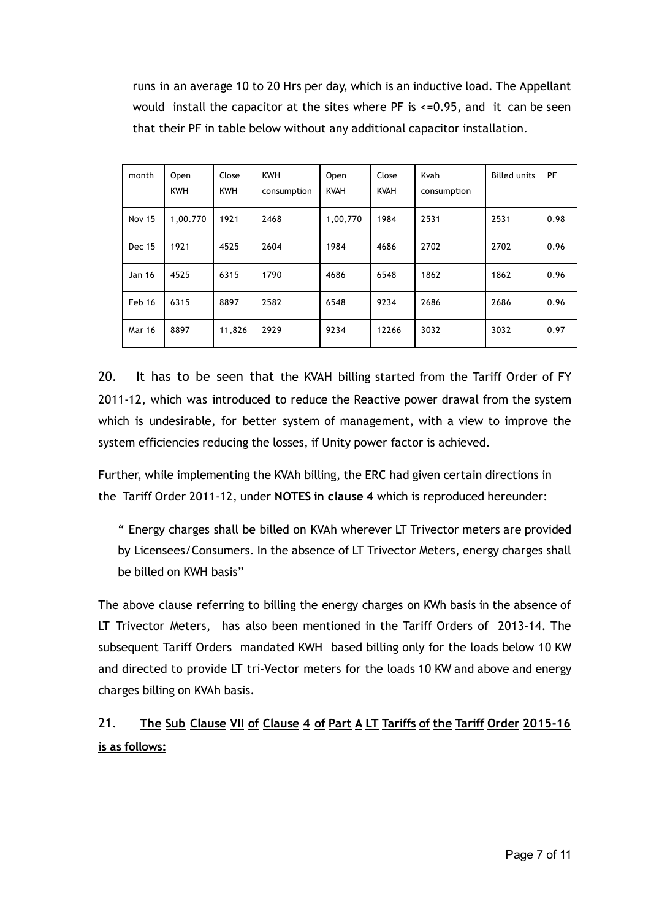runs in an average 10 to 20 Hrs per day, which is an inductive load. The Appellant would install the capacitor at the sites where PF is <=0.95, and it can be seen that their PF in table below without any additional capacitor installation.

| month | Open KWH | Close KWH | KWH consumption | Open KVAH | Close KVAH | Kvah consumption | Billed units | PF |
|---|---|---|---|---|---|---|---|---|
| Nov 15 | 1,00.770 | 1921 | 2468 | 1,00,770 | 1984 | 2531 | 2531 | 0.98 |
| Dec 15 | 1921 | 4525 | 2604 | 1984 | 4686 | 2702 | 2702 | 0.96 |
| Jan 16 | 4525 | 6315 | 1790 | 4686 | 6548 | 1862 | 1862 | 0.96 |
| Feb 16 | 6315 | 8897 | 2582 | 6548 | 9234 | 2686 | 2686 | 0.96 |
| Mar 16 | 8897 | 11,826 | 2929 | 9234 | 12266 | 3032 | 3032 | 0.97 |

20. It has to be seen that the KVAH billing started from the Tariff Order of FY 2011-12, which was introduced to reduce the Reactive power drawal from the system which is undesirable, for better system of management, with a view to improve the system efficiencies reducing the losses, if Unity power factor is achieved.

Further, while implementing the KVAh billing, the ERC had given certain directions in the Tariff Order 2011-12, under **NOTES in clause 4** which is reproduced hereunder:

> " Energy charges shall be billed on KVAh wherever LT Trivector meters are provided by Licensees/Consumers. In the absence of LT Trivector Meters, energy charges shall be billed on KWH basis"

The above clause referring to billing the energy charges on KWh basis in the absence of LT Trivector Meters, has also been mentioned in the Tariff Orders of 2013-14. The subsequent Tariff Orders mandated KWH based billing only for the loads below 10 KW and directed to provide LT tri-Vector meters for the loads 10 KW and above and energy charges billing on KVAh basis.

21. **<u>The Sub Clause VII of Clause 4 of Part A LT Tariffs of the Tariff Order 2015-16 is as follows:</u>**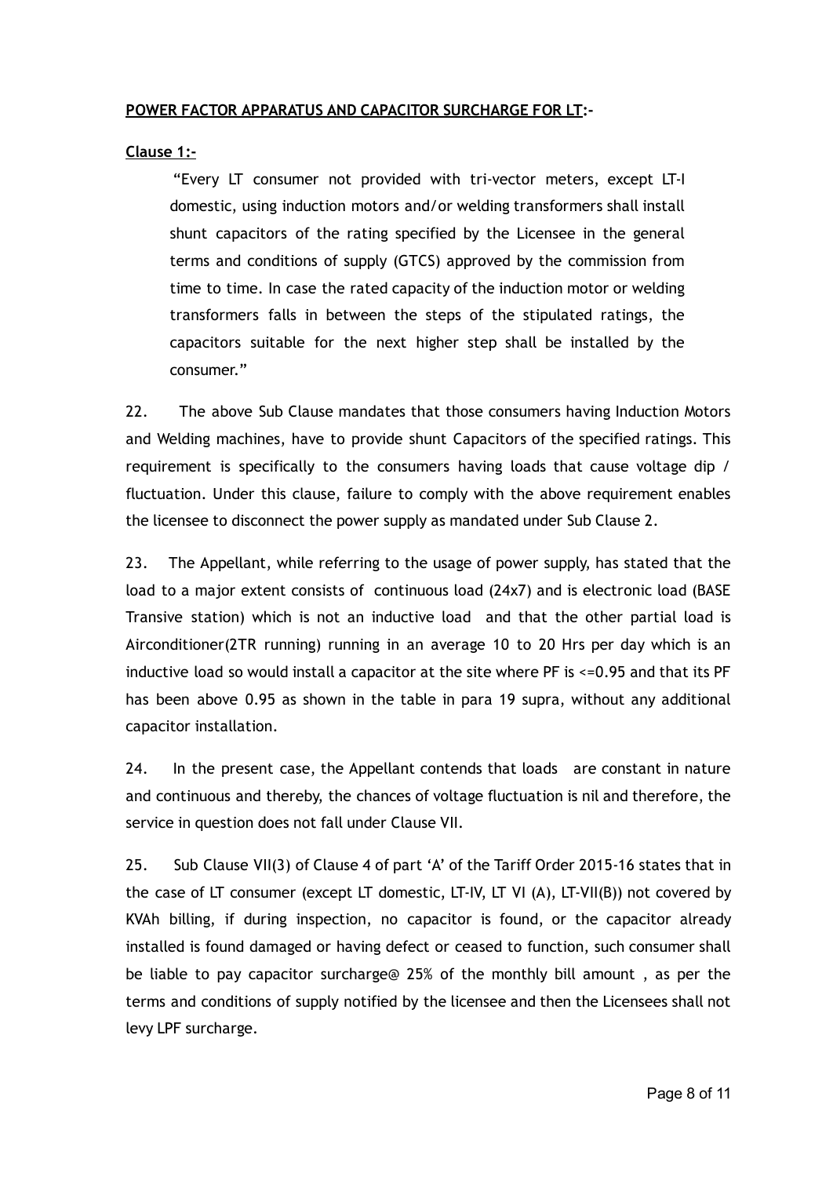**POWER FACTOR APPARATUS AND CAPACITOR SURCHARGE FOR LT:-**

**Clause 1:-**

> "Every LT consumer not provided with tri-vector meters, except LT-I domestic, using induction motors and/or welding transformers shall install shunt capacitors of the rating specified by the Licensee in the general terms and conditions of supply (GTCS) approved by the commission from time to time. In case the rated capacity of the induction motor or welding transformers falls in between the steps of the stipulated ratings, the capacitors suitable for the next higher step shall be installed by the consumer."

22. The above Sub Clause mandates that those consumers having Induction Motors and Welding machines, have to provide shunt Capacitors of the specified ratings. This requirement is specifically to the consumers having loads that cause voltage dip / fluctuation. Under this clause, failure to comply with the above requirement enables the licensee to disconnect the power supply as mandated under Sub Clause 2.

23. The Appellant, while referring to the usage of power supply, has stated that the load to a major extent consists of continuous load (24x7) and is electronic load (BASE Transive station) which is not an inductive load and that the other partial load is Airconditioner(2TR running) running in an average 10 to 20 Hrs per day which is an inductive load so would install a capacitor at the site where PF is <=0.95 and that its PF has been above 0.95 as shown in the table in para 19 supra, without any additional capacitor installation.

24. In the present case, the Appellant contends that loads are constant in nature and continuous and thereby, the chances of voltage fluctuation is nil and therefore, the service in question does not fall under Clause VII.

25. Sub Clause VII(3) of Clause 4 of part 'A' of the Tariff Order 2015-16 states that in the case of LT consumer (except LT domestic, LT-IV, LT VI (A), LT-VII(B)) not covered by KVAh billing, if during inspection, no capacitor is found, or the capacitor already installed is found damaged or having defect or ceased to function, such consumer shall be liable to pay capacitor surcharge@ 25% of the monthly bill amount , as per the terms and conditions of supply notified by the licensee and then the Licensees shall not levy LPF surcharge.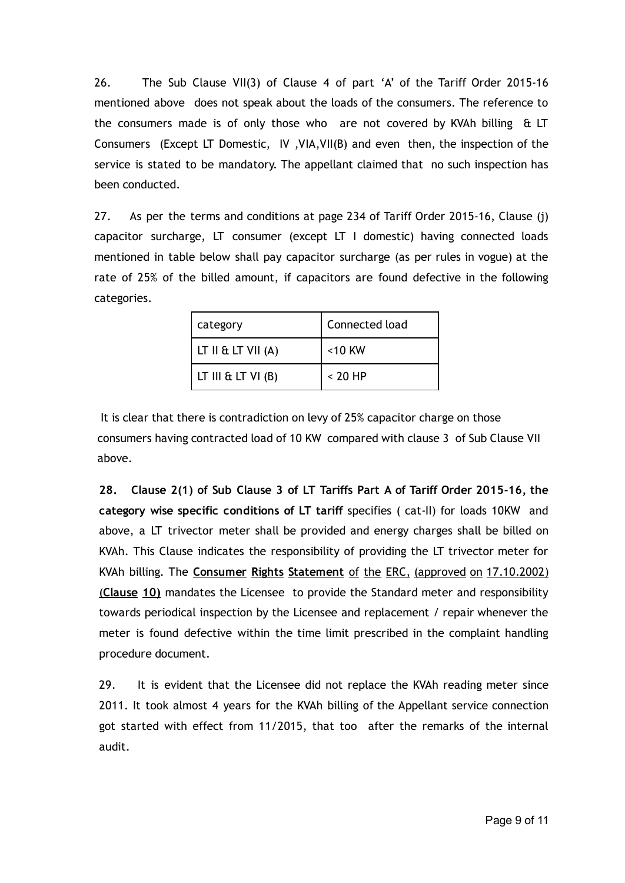26. The Sub Clause VII(3) of Clause 4 of part 'A' of the Tariff Order 2015-16 mentioned above does not speak about the loads of the consumers. The reference to the consumers made is of only those who are not covered by KVAh billing & LT Consumers (Except LT Domestic, IV ,VIA,VII(B) and even then, the inspection of the service is stated to be mandatory. The appellant claimed that no such inspection has been conducted.

27. As per the terms and conditions at page 234 of Tariff Order 2015-16, Clause (j) capacitor surcharge, LT consumer (except LT I domestic) having connected loads mentioned in table below shall pay capacitor surcharge (as per rules in vogue) at the rate of 25% of the billed amount, if capacitors are found defective in the following categories.

| category | Connected load |
|---|---|
| LT II & LT VII (A) | <10 KW |
| LT III & LT VI (B) | < 20 HP |

It is clear that there is contradiction on levy of 25% capacitor charge on those consumers having contracted load of 10 KW compared with clause 3 of Sub Clause VII above.

**28. Clause 2(1) of Sub Clause 3 of LT Tariffs Part A of Tariff Order 2015-16, the category wise specific conditions of LT tariff** specifies ( cat-II) for loads 10KW and above, a LT trivector meter shall be provided and energy charges shall be billed on KVAh. This Clause indicates the responsibility of providing the LT trivector meter for KVAh billing. The **Consumer Rights Statement** of the ERC, (approved on 17.10.2002) **(Clause 10)** mandates the Licensee to provide the Standard meter and responsibility towards periodical inspection by the Licensee and replacement / repair whenever the meter is found defective within the time limit prescribed in the complaint handling procedure document.

29. It is evident that the Licensee did not replace the KVAh reading meter since 2011. It took almost 4 years for the KVAh billing of the Appellant service connection got started with effect from 11/2015, that too after the remarks of the internal audit.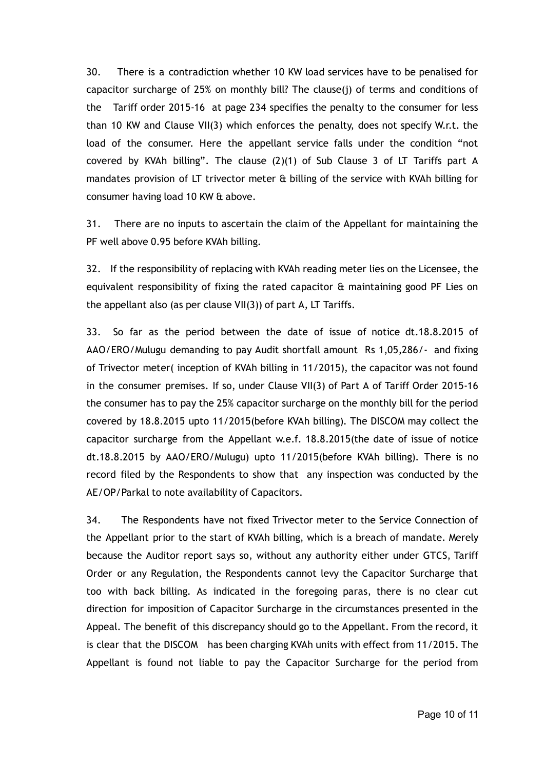30. There is a contradiction whether 10 KW load services have to be penalised for capacitor surcharge of 25% on monthly bill? The clause(j) of terms and conditions of the Tariff order 2015-16 at page 234 specifies the penalty to the consumer for less than 10 KW and Clause VII(3) which enforces the penalty, does not specify W.r.t. the load of the consumer. Here the appellant service falls under the condition "not covered by KVAh billing". The clause (2)(1) of Sub Clause 3 of LT Tariffs part A mandates provision of LT trivector meter & billing of the service with KVAh billing for consumer having load 10 KW & above.

31. There are no inputs to ascertain the claim of the Appellant for maintaining the PF well above 0.95 before KVAh billing.

32. If the responsibility of replacing with KVAh reading meter lies on the Licensee, the equivalent responsibility of fixing the rated capacitor & maintaining good PF Lies on the appellant also (as per clause VII(3)) of part A, LT Tariffs.

33. So far as the period between the date of issue of notice dt.18.8.2015 of AAO/ERO/Mulugu demanding to pay Audit shortfall amount Rs 1,05,286/- and fixing of Trivector meter( inception of KVAh billing in 11/2015), the capacitor was not found in the consumer premises. If so, under Clause VII(3) of Part A of Tariff Order 2015-16 the consumer has to pay the 25% capacitor surcharge on the monthly bill for the period covered by 18.8.2015 upto 11/2015(before KVAh billing). The DISCOM may collect the capacitor surcharge from the Appellant w.e.f. 18.8.2015(the date of issue of notice dt.18.8.2015 by AAO/ERO/Mulugu) upto 11/2015(before KVAh billing). There is no record filed by the Respondents to show that any inspection was conducted by the AE/OP/Parkal to note availability of Capacitors.

34. The Respondents have not fixed Trivector meter to the Service Connection of the Appellant prior to the start of KVAh billing, which is a breach of mandate. Merely because the Auditor report says so, without any authority either under GTCS, Tariff Order or any Regulation, the Respondents cannot levy the Capacitor Surcharge that too with back billing. As indicated in the foregoing paras, there is no clear cut direction for imposition of Capacitor Surcharge in the circumstances presented in the Appeal. The benefit of this discrepancy should go to the Appellant. From the record, it is clear that the DISCOM has been charging KVAh units with effect from 11/2015. The Appellant is found not liable to pay the Capacitor Surcharge for the period from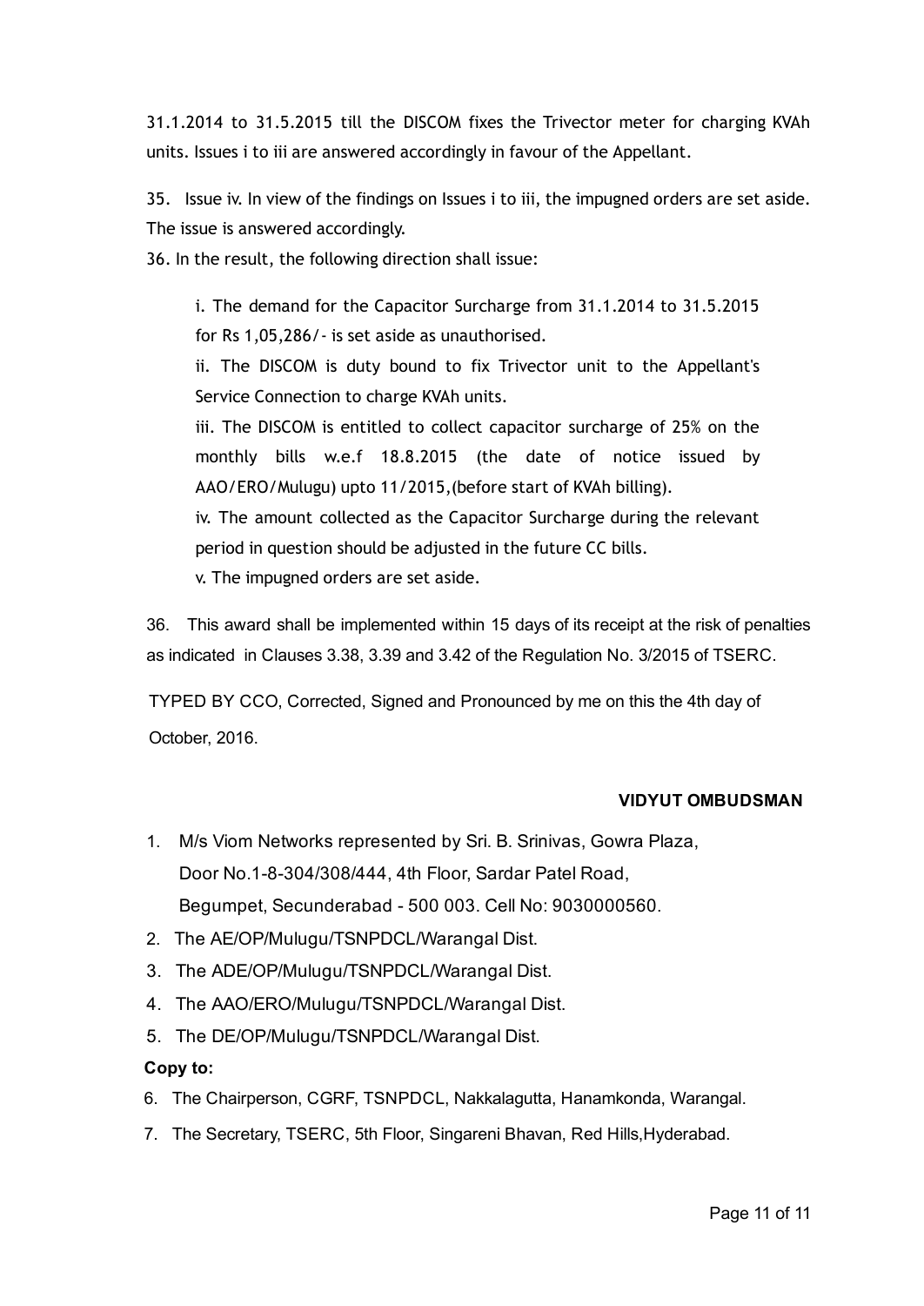31.1.2014 to 31.5.2015 till the DISCOM fixes the Trivector meter for charging KVAh units. Issues i to iii are answered accordingly in favour of the Appellant.

35. Issue iv. In view of the findings on Issues i to iii, the impugned orders are set aside. The issue is answered accordingly.

36. In the result, the following direction shall issue:

> i. The demand for the Capacitor Surcharge from 31.1.2014 to 31.5.2015 for Rs 1,05,286/- is set aside as unauthorised.
>
> ii. The DISCOM is duty bound to fix Trivector unit to the Appellant's Service Connection to charge KVAh units.
>
> iii. The DISCOM is entitled to collect capacitor surcharge of 25% on the monthly bills w.e.f 18.8.2015 (the date of notice issued by AAO/ERO/Mulugu) upto 11/2015,(before start of KVAh billing).
>
> iv. The amount collected as the Capacitor Surcharge during the relevant period in question should be adjusted in the future CC bills.
>
> v. The impugned orders are set aside.

36. This award shall be implemented within 15 days of its receipt at the risk of penalties as indicated in Clauses 3.38, 3.39 and 3.42 of the Regulation No. 3/2015 of TSERC.

TYPED BY CCO, Corrected, Signed and Pronounced by me on this the 4th day of October, 2016.

**VIDYUT OMBUDSMAN**

1. M/s Viom Networks represented by Sri. B. Srinivas, Gowra Plaza, Door No.1-8-304/308/444, 4th Floor, Sardar Patel Road, Begumpet, Secunderabad - 500 003. Cell No: 9030000560.
2. The AE/OP/Mulugu/TSNPDCL/Warangal Dist.
3. The ADE/OP/Mulugu/TSNPDCL/Warangal Dist.
4. The AAO/ERO/Mulugu/TSNPDCL/Warangal Dist.
5. The DE/OP/Mulugu/TSNPDCL/Warangal Dist.

**Copy to:**

6. The Chairperson, CGRF, TSNPDCL, Nakkalagutta, Hanamkonda, Warangal.
7. The Secretary, TSERC, 5th Floor, Singareni Bhavan, Red Hills,Hyderabad.